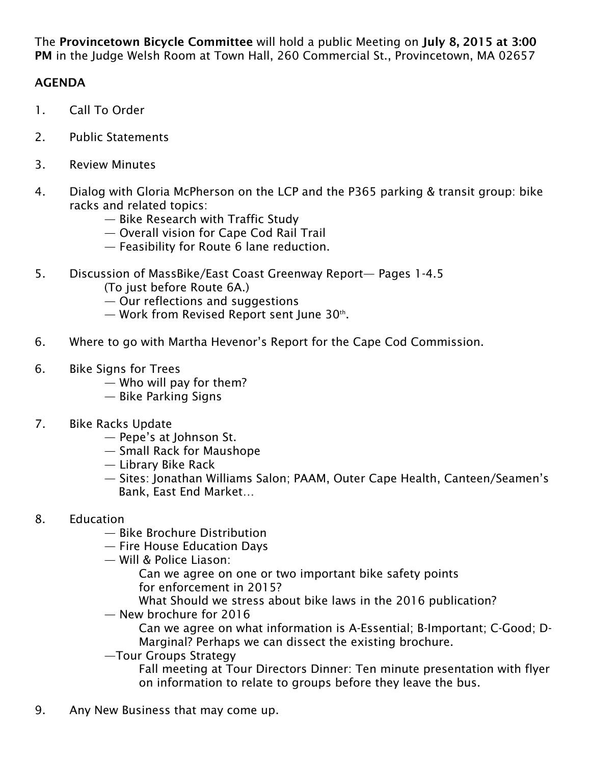The **Provincetown Bicycle Committee** will hold a public Meeting on **July 8, 2015 at 3:00 PM** in the Judge Welsh Room at Town Hall, 260 Commercial St., Provincetown, MA 02657

**AGENDA**

1. Call To Order

2. Public Statements

3. Review Minutes

4. Dialog with Gloria McPherson on the LCP and the P365 parking & transit group: bike racks and related topics:
   — Bike Research with Traffic Study
   — Overall vision for Cape Cod Rail Trail
   — Feasibility for Route 6 lane reduction.

5. Discussion of MassBike/East Coast Greenway Report— Pages 1-4.5
   (To just before Route 6A.)
   — Our reflections and suggestions
   — Work from Revised Report sent June 30th.

6. Where to go with Martha Hevenor's Report for the Cape Cod Commission.

6. Bike Signs for Trees
   — Who will pay for them?
   — Bike Parking Signs

7. Bike Racks Update
   — Pepe's at Johnson St.
   — Small Rack for Maushope
   — Library Bike Rack
   — Sites: Jonathan Williams Salon; PAAM, Outer Cape Health, Canteen/Seamen's Bank, East End Market…

8. Education
   — Bike Brochure Distribution
   — Fire House Education Days
   — Will & Police Liason:
     Can we agree on one or two important bike safety points for enforcement in 2015?
     What Should we stress about bike laws in the 2016 publication?
   — New brochure for 2016
     Can we agree on what information is A-Essential; B-Important; C-Good; D-Marginal? Perhaps we can dissect the existing brochure.
   —Tour Groups Strategy
     Fall meeting at Tour Directors Dinner: Ten minute presentation with flyer on information to relate to groups before they leave the bus.

9. Any New Business that may come up.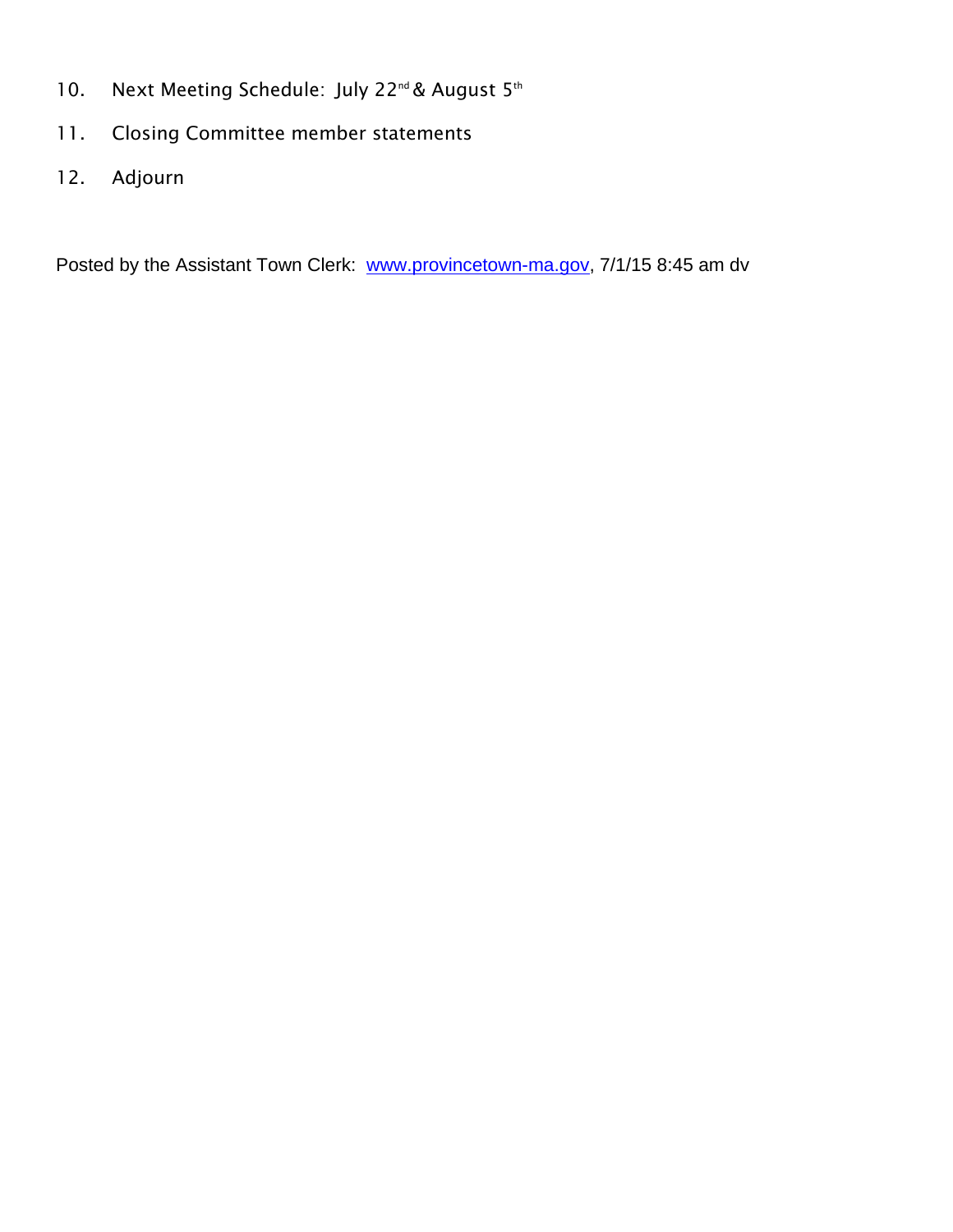10. Next Meeting Schedule: July 22nd & August 5th

11. Closing Committee member statements

12. Adjourn

Posted by the Assistant Town Clerk: [www.provincetown-ma.gov](http://www.provincetown-ma.gov), 7/1/15 8:45 am dv